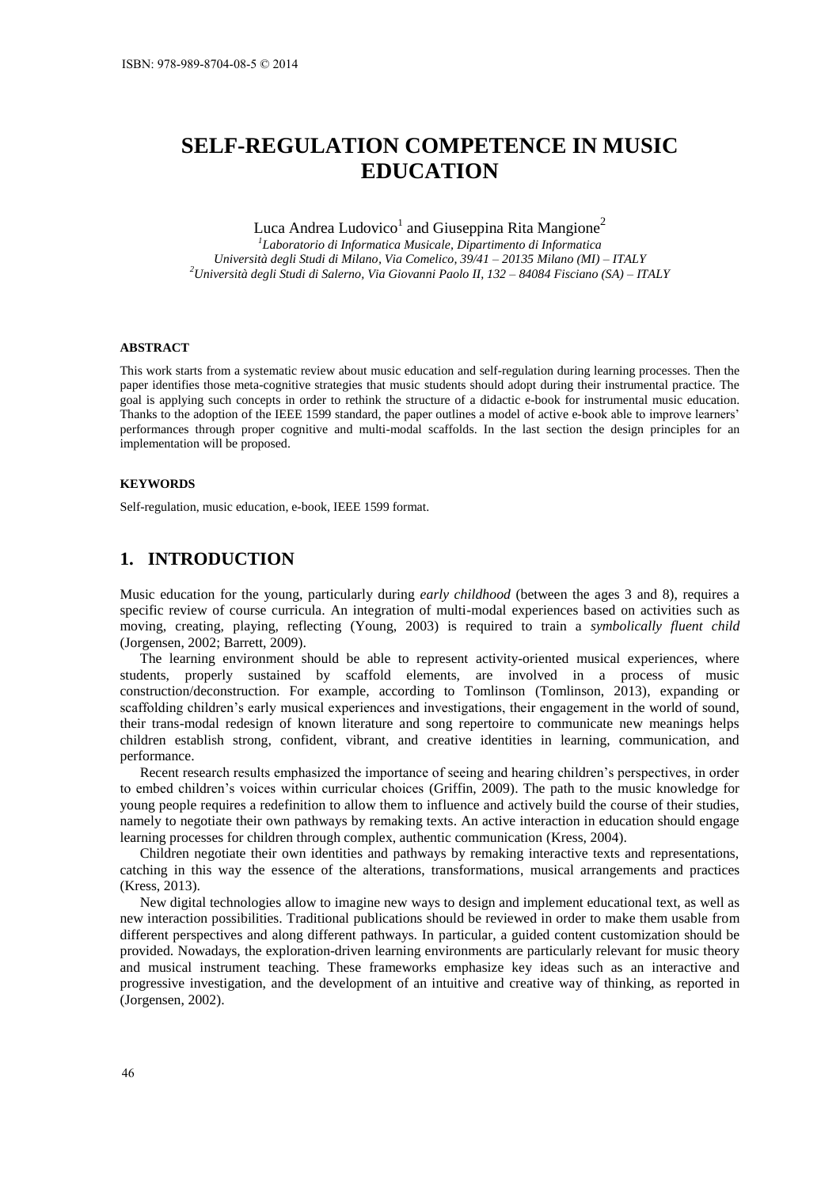# SELF-REGULATION COMPETENCE IN MUSIC EDUCATION

Luca Andrea Ludovico[1] and Giuseppina Rita Mangione[2]

[1]*Laboratorio di Informatica Musicale, Dipartimento di Informatica*
*Università degli Studi di Milano, Via Comelico, 39/41 – 20135 Milano (MI) – ITALY*
[2]*Università degli Studi di Salerno, Via Giovanni Paolo II, 132 – 84084 Fisciano (SA) – ITALY*

#### ABSTRACT

This work starts from a systematic review about music education and self-regulation during learning processes. Then the paper identifies those meta-cognitive strategies that music students should adopt during their instrumental practice. The goal is applying such concepts in order to rethink the structure of a didactic e-book for instrumental music education. Thanks to the adoption of the IEEE 1599 standard, the paper outlines a model of active e-book able to improve learners' performances through proper cognitive and multi-modal scaffolds. In the last section the design principles for an implementation will be proposed.

#### KEYWORDS

Self-regulation, music education, e-book, IEEE 1599 format.

## 1. INTRODUCTION

Music education for the young, particularly during *early childhood* (between the ages 3 and 8), requires a specific review of course curricula. An integration of multi-modal experiences based on activities such as moving, creating, playing, reflecting (Young, 2003) is required to train a *symbolically fluent child* (Jorgensen, 2002; Barrett, 2009).

The learning environment should be able to represent activity-oriented musical experiences, where students, properly sustained by scaffold elements, are involved in a process of music construction/deconstruction. For example, according to Tomlinson (Tomlinson, 2013), expanding or scaffolding children's early musical experiences and investigations, their engagement in the world of sound, their trans-modal redesign of known literature and song repertoire to communicate new meanings helps children establish strong, confident, vibrant, and creative identities in learning, communication, and performance.

Recent research results emphasized the importance of seeing and hearing children's perspectives, in order to embed children's voices within curricular choices (Griffin, 2009). The path to the music knowledge for young people requires a redefinition to allow them to influence and actively build the course of their studies, namely to negotiate their own pathways by remaking texts. An active interaction in education should engage learning processes for children through complex, authentic communication (Kress, 2004).

Children negotiate their own identities and pathways by remaking interactive texts and representations, catching in this way the essence of the alterations, transformations, musical arrangements and practices (Kress, 2013).

New digital technologies allow to imagine new ways to design and implement educational text, as well as new interaction possibilities. Traditional publications should be reviewed in order to make them usable from different perspectives and along different pathways. In particular, a guided content customization should be provided. Nowadays, the exploration-driven learning environments are particularly relevant for music theory and musical instrument teaching. These frameworks emphasize key ideas such as an interactive and progressive investigation, and the development of an intuitive and creative way of thinking, as reported in (Jorgensen, 2002).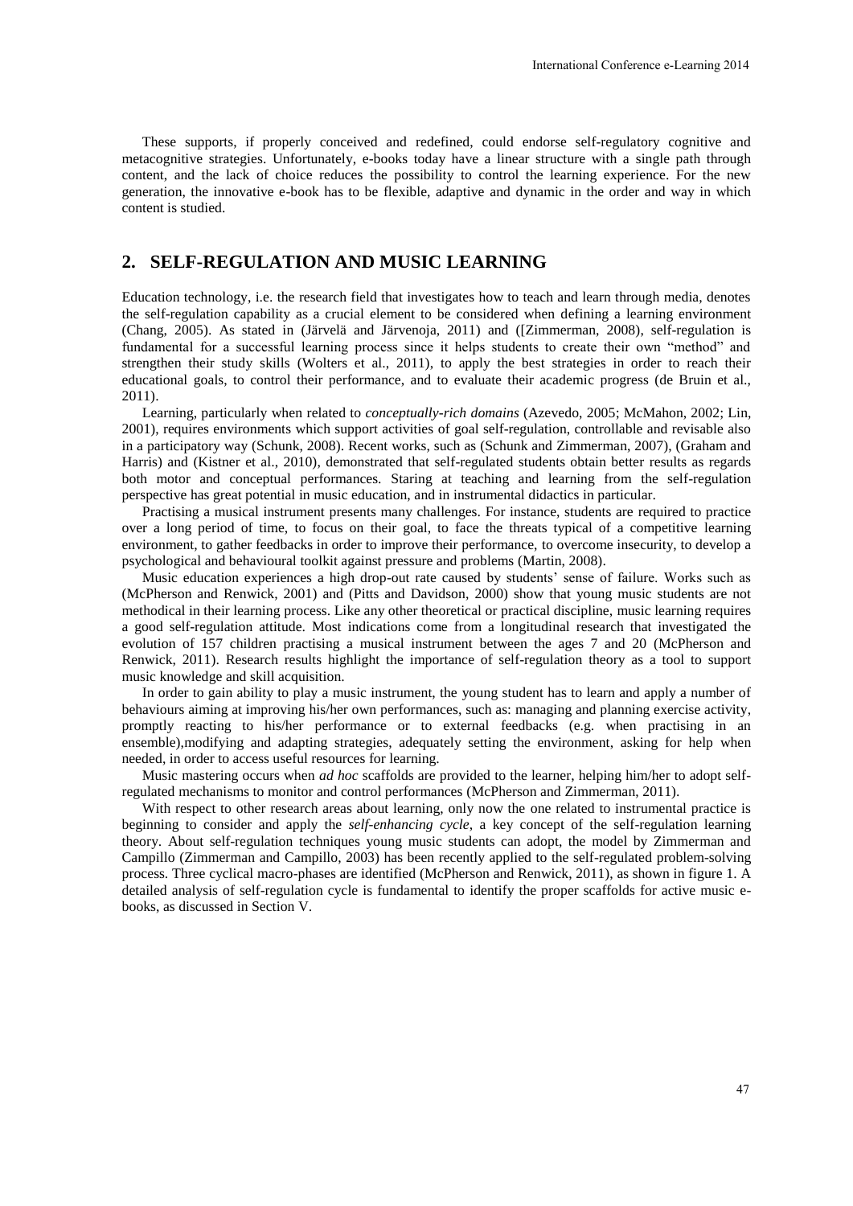These supports, if properly conceived and redefined, could endorse self-regulatory cognitive and metacognitive strategies. Unfortunately, e-books today have a linear structure with a single path through content, and the lack of choice reduces the possibility to control the learning experience. For the new generation, the innovative e-book has to be flexible, adaptive and dynamic in the order and way in which content is studied.

## 2. SELF-REGULATION AND MUSIC LEARNING

Education technology, i.e. the research field that investigates how to teach and learn through media, denotes the self-regulation capability as a crucial element to be considered when defining a learning environment (Chang, 2005). As stated in (Järvelä and Järvenoja, 2011) and ([Zimmerman, 2008), self-regulation is fundamental for a successful learning process since it helps students to create their own "method" and strengthen their study skills (Wolters et al., 2011), to apply the best strategies in order to reach their educational goals, to control their performance, and to evaluate their academic progress (de Bruin et al., 2011).

Learning, particularly when related to *conceptually-rich domains* (Azevedo, 2005; McMahon, 2002; Lin, 2001), requires environments which support activities of goal self-regulation, controllable and revisable also in a participatory way (Schunk, 2008). Recent works, such as (Schunk and Zimmerman, 2007), (Graham and Harris) and (Kistner et al., 2010), demonstrated that self-regulated students obtain better results as regards both motor and conceptual performances. Staring at teaching and learning from the self-regulation perspective has great potential in music education, and in instrumental didactics in particular.

Practising a musical instrument presents many challenges. For instance, students are required to practice over a long period of time, to focus on their goal, to face the threats typical of a competitive learning environment, to gather feedbacks in order to improve their performance, to overcome insecurity, to develop a psychological and behavioural toolkit against pressure and problems (Martin, 2008).

Music education experiences a high drop-out rate caused by students' sense of failure. Works such as (McPherson and Renwick, 2001) and (Pitts and Davidson, 2000) show that young music students are not methodical in their learning process. Like any other theoretical or practical discipline, music learning requires a good self-regulation attitude. Most indications come from a longitudinal research that investigated the evolution of 157 children practising a musical instrument between the ages 7 and 20 (McPherson and Renwick, 2011). Research results highlight the importance of self-regulation theory as a tool to support music knowledge and skill acquisition.

In order to gain ability to play a music instrument, the young student has to learn and apply a number of behaviours aiming at improving his/her own performances, such as: managing and planning exercise activity, promptly reacting to his/her performance or to external feedbacks (e.g. when practising in an ensemble),modifying and adapting strategies, adequately setting the environment, asking for help when needed, in order to access useful resources for learning.

Music mastering occurs when *ad hoc* scaffolds are provided to the learner, helping him/her to adopt self-regulated mechanisms to monitor and control performances (McPherson and Zimmerman, 2011).

With respect to other research areas about learning, only now the one related to instrumental practice is beginning to consider and apply the *self-enhancing cycle*, a key concept of the self-regulation learning theory. About self-regulation techniques young music students can adopt, the model by Zimmerman and Campillo (Zimmerman and Campillo, 2003) has been recently applied to the self-regulated problem-solving process. Three cyclical macro-phases are identified (McPherson and Renwick, 2011), as shown in figure 1. A detailed analysis of self-regulation cycle is fundamental to identify the proper scaffolds for active music e-books, as discussed in Section V.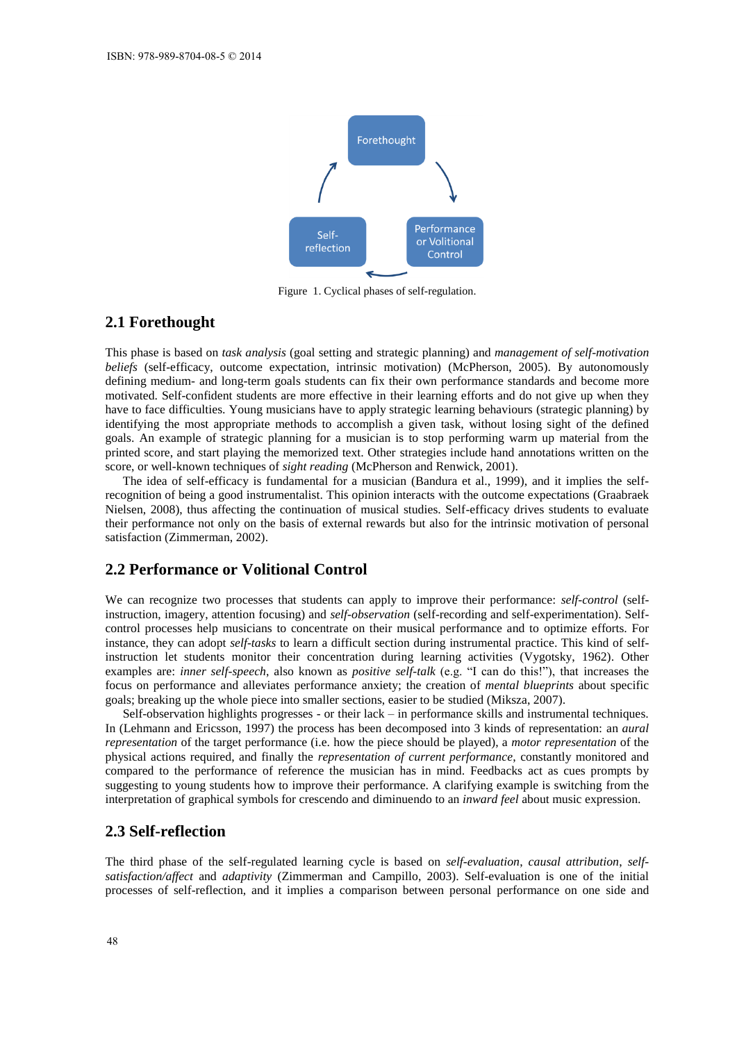Forethought

Performance or Volitional Control

Self-reflection

Figure 1. Cyclical phases of self-regulation.

## 2.1 Forethought

This phase is based on *task analysis* (goal setting and strategic planning) and *management of self-motivation beliefs* (self-efficacy, outcome expectation, intrinsic motivation) (McPherson, 2005). By autonomously defining medium- and long-term goals students can fix their own performance standards and become more motivated. Self-confident students are more effective in their learning efforts and do not give up when they have to face difficulties. Young musicians have to apply strategic learning behaviours (strategic planning) by identifying the most appropriate methods to accomplish a given task, without losing sight of the defined goals. An example of strategic planning for a musician is to stop performing warm up material from the printed score, and start playing the memorized text. Other strategies include hand annotations written on the score, or well-known techniques of *sight reading* (McPherson and Renwick, 2001).

The idea of self-efficacy is fundamental for a musician (Bandura et al., 1999), and it implies the self-recognition of being a good instrumentalist. This opinion interacts with the outcome expectations (Graabraek Nielsen, 2008), thus affecting the continuation of musical studies. Self-efficacy drives students to evaluate their performance not only on the basis of external rewards but also for the intrinsic motivation of personal satisfaction (Zimmerman, 2002).

## 2.2 Performance or Volitional Control

We can recognize two processes that students can apply to improve their performance: *self-control* (self-instruction, imagery, attention focusing) and *self-observation* (self-recording and self-experimentation). Self-control processes help musicians to concentrate on their musical performance and to optimize efforts. For instance, they can adopt *self-tasks* to learn a difficult section during instrumental practice. This kind of self-instruction let students monitor their concentration during learning activities (Vygotsky, 1962). Other examples are: *inner self-speech*, also known as *positive self-talk* (e.g. "I can do this!"), that increases the focus on performance and alleviates performance anxiety; the creation of *mental blueprints* about specific goals; breaking up the whole piece into smaller sections, easier to be studied (Miksza, 2007).

Self-observation highlights progresses - or their lack – in performance skills and instrumental techniques. In (Lehmann and Ericsson, 1997) the process has been decomposed into 3 kinds of representation: an *aural representation* of the target performance (i.e. how the piece should be played), a *motor representation* of the physical actions required, and finally the *representation of current performance*, constantly monitored and compared to the performance of reference the musician has in mind. Feedbacks act as cues prompts by suggesting to young students how to improve their performance. A clarifying example is switching from the interpretation of graphical symbols for crescendo and diminuendo to an *inward feel* about music expression.

## 2.3 Self-reflection

The third phase of the self-regulated learning cycle is based on *self-evaluation*, *causal attribution*, *self-satisfaction/affect* and *adaptivity* (Zimmerman and Campillo, 2003). Self-evaluation is one of the initial processes of self-reflection, and it implies a comparison between personal performance on one side and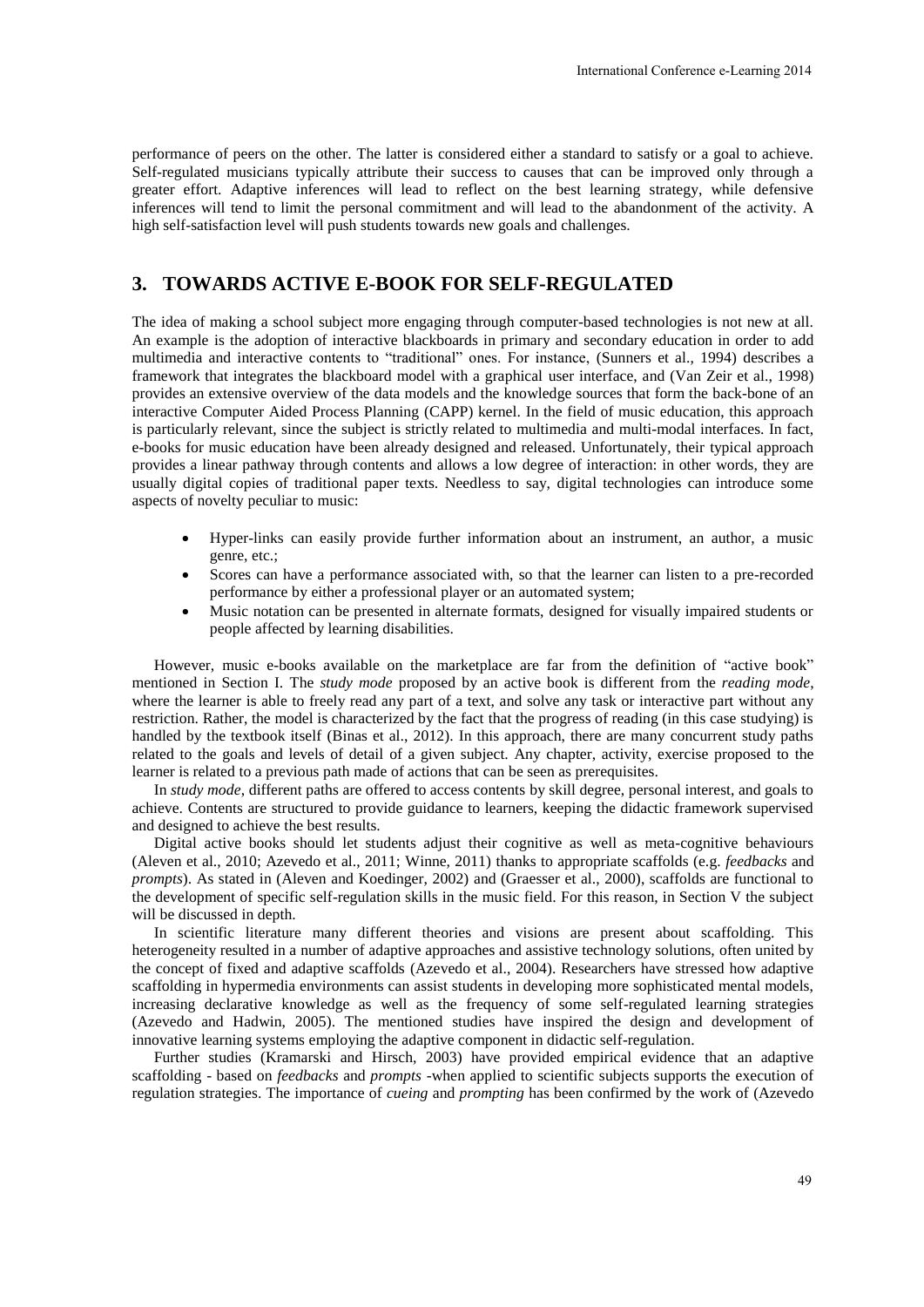performance of peers on the other. The latter is considered either a standard to satisfy or a goal to achieve. Self-regulated musicians typically attribute their success to causes that can be improved only through a greater effort. Adaptive inferences will lead to reflect on the best learning strategy, while defensive inferences will tend to limit the personal commitment and will lead to the abandonment of the activity. A high self-satisfaction level will push students towards new goals and challenges.

## 3. TOWARDS ACTIVE E-BOOK FOR SELF-REGULATED

The idea of making a school subject more engaging through computer-based technologies is not new at all. An example is the adoption of interactive blackboards in primary and secondary education in order to add multimedia and interactive contents to "traditional" ones. For instance, (Sunners et al., 1994) describes a framework that integrates the blackboard model with a graphical user interface, and (Van Zeir et al., 1998) provides an extensive overview of the data models and the knowledge sources that form the back-bone of an interactive Computer Aided Process Planning (CAPP) kernel. In the field of music education, this approach is particularly relevant, since the subject is strictly related to multimedia and multi-modal interfaces. In fact, e-books for music education have been already designed and released. Unfortunately, their typical approach provides a linear pathway through contents and allows a low degree of interaction: in other words, they are usually digital copies of traditional paper texts. Needless to say, digital technologies can introduce some aspects of novelty peculiar to music:

- Hyper-links can easily provide further information about an instrument, an author, a music genre, etc.;
- Scores can have a performance associated with, so that the learner can listen to a pre-recorded performance by either a professional player or an automated system;
- Music notation can be presented in alternate formats, designed for visually impaired students or people affected by learning disabilities.

However, music e-books available on the marketplace are far from the definition of "active book" mentioned in Section I. The *study mode* proposed by an active book is different from the *reading mode*, where the learner is able to freely read any part of a text, and solve any task or interactive part without any restriction. Rather, the model is characterized by the fact that the progress of reading (in this case studying) is handled by the textbook itself (Binas et al., 2012). In this approach, there are many concurrent study paths related to the goals and levels of detail of a given subject. Any chapter, activity, exercise proposed to the learner is related to a previous path made of actions that can be seen as prerequisites.

In *study mode*, different paths are offered to access contents by skill degree, personal interest, and goals to achieve. Contents are structured to provide guidance to learners, keeping the didactic framework supervised and designed to achieve the best results.

Digital active books should let students adjust their cognitive as well as meta-cognitive behaviours (Aleven et al., 2010; Azevedo et al., 2011; Winne, 2011) thanks to appropriate scaffolds (e.g. *feedbacks* and *prompts*). As stated in (Aleven and Koedinger, 2002) and (Graesser et al., 2000), scaffolds are functional to the development of specific self-regulation skills in the music field. For this reason, in Section V the subject will be discussed in depth.

In scientific literature many different theories and visions are present about scaffolding. This heterogeneity resulted in a number of adaptive approaches and assistive technology solutions, often united by the concept of fixed and adaptive scaffolds (Azevedo et al., 2004). Researchers have stressed how adaptive scaffolding in hypermedia environments can assist students in developing more sophisticated mental models, increasing declarative knowledge as well as the frequency of some self-regulated learning strategies (Azevedo and Hadwin, 2005). The mentioned studies have inspired the design and development of innovative learning systems employing the adaptive component in didactic self-regulation.

Further studies (Kramarski and Hirsch, 2003) have provided empirical evidence that an adaptive scaffolding - based on *feedbacks* and *prompts* -when applied to scientific subjects supports the execution of regulation strategies. The importance of *cueing* and *prompting* has been confirmed by the work of (Azevedo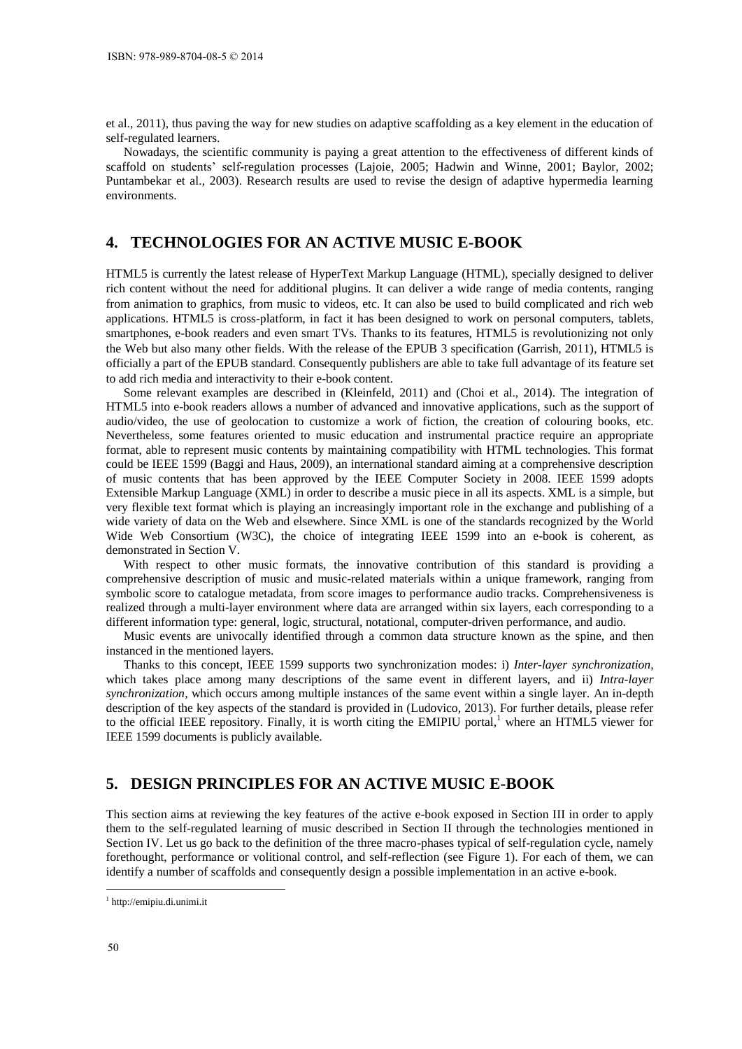et al., 2011), thus paving the way for new studies on adaptive scaffolding as a key element in the education of self-regulated learners.

Nowadays, the scientific community is paying a great attention to the effectiveness of different kinds of scaffold on students' self-regulation processes (Lajoie, 2005; Hadwin and Winne, 2001; Baylor, 2002; Puntambekar et al., 2003). Research results are used to revise the design of adaptive hypermedia learning environments.

## 4. TECHNOLOGIES FOR AN ACTIVE MUSIC E-BOOK

HTML5 is currently the latest release of HyperText Markup Language (HTML), specially designed to deliver rich content without the need for additional plugins. It can deliver a wide range of media contents, ranging from animation to graphics, from music to videos, etc. It can also be used to build complicated and rich web applications. HTML5 is cross-platform, in fact it has been designed to work on personal computers, tablets, smartphones, e-book readers and even smart TVs. Thanks to its features, HTML5 is revolutionizing not only the Web but also many other fields. With the release of the EPUB 3 specification (Garrish, 2011), HTML5 is officially a part of the EPUB standard. Consequently publishers are able to take full advantage of its feature set to add rich media and interactivity to their e-book content.

Some relevant examples are described in (Kleinfeld, 2011) and (Choi et al., 2014). The integration of HTML5 into e-book readers allows a number of advanced and innovative applications, such as the support of audio/video, the use of geolocation to customize a work of fiction, the creation of colouring books, etc. Nevertheless, some features oriented to music education and instrumental practice require an appropriate format, able to represent music contents by maintaining compatibility with HTML technologies. This format could be IEEE 1599 (Baggi and Haus, 2009), an international standard aiming at a comprehensive description of music contents that has been approved by the IEEE Computer Society in 2008. IEEE 1599 adopts Extensible Markup Language (XML) in order to describe a music piece in all its aspects. XML is a simple, but very flexible text format which is playing an increasingly important role in the exchange and publishing of a wide variety of data on the Web and elsewhere. Since XML is one of the standards recognized by the World Wide Web Consortium (W3C), the choice of integrating IEEE 1599 into an e-book is coherent, as demonstrated in Section V.

With respect to other music formats, the innovative contribution of this standard is providing a comprehensive description of music and music-related materials within a unique framework, ranging from symbolic score to catalogue metadata, from score images to performance audio tracks. Comprehensiveness is realized through a multi-layer environment where data are arranged within six layers, each corresponding to a different information type: general, logic, structural, notational, computer-driven performance, and audio.

Music events are univocally identified through a common data structure known as the spine, and then instanced in the mentioned layers.

Thanks to this concept, IEEE 1599 supports two synchronization modes: i) *Inter-layer synchronization*, which takes place among many descriptions of the same event in different layers, and ii) *Intra-layer synchronization*, which occurs among multiple instances of the same event within a single layer. An in-depth description of the key aspects of the standard is provided in (Ludovico, 2013). For further details, please refer to the official IEEE repository. Finally, it is worth citing the EMIPIU portal,[1] where an HTML5 viewer for IEEE 1599 documents is publicly available.

## 5. DESIGN PRINCIPLES FOR AN ACTIVE MUSIC E-BOOK

This section aims at reviewing the key features of the active e-book exposed in Section III in order to apply them to the self-regulated learning of music described in Section II through the technologies mentioned in Section IV. Let us go back to the definition of the three macro-phases typical of self-regulation cycle, namely forethought, performance or volitional control, and self-reflection (see Figure 1). For each of them, we can identify a number of scaffolds and consequently design a possible implementation in an active e-book.

[1] http://emipiu.di.unimi.it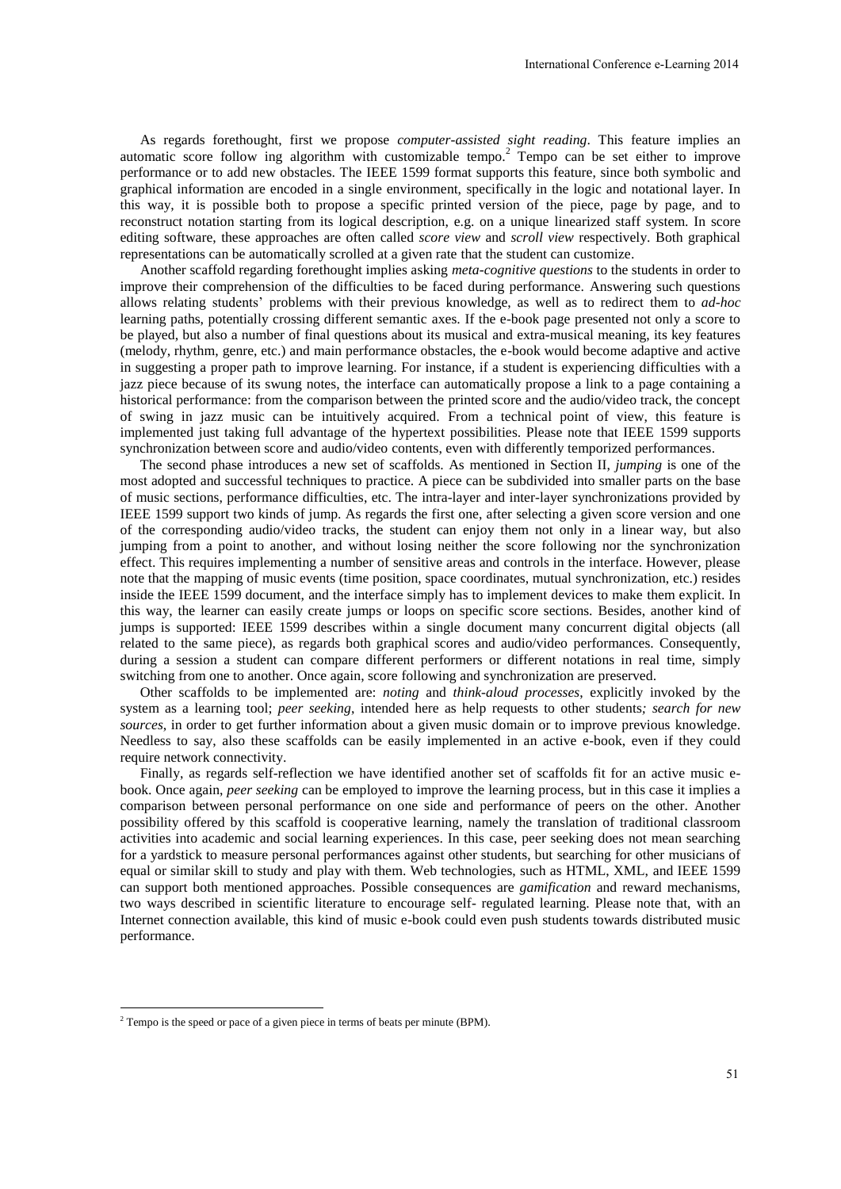As regards forethought, first we propose *computer-assisted sight reading*. This feature implies an automatic score follow ing algorithm with customizable tempo.[2] Tempo can be set either to improve performance or to add new obstacles. The IEEE 1599 format supports this feature, since both symbolic and graphical information are encoded in a single environment, specifically in the logic and notational layer. In this way, it is possible both to propose a specific printed version of the piece, page by page, and to reconstruct notation starting from its logical description, e.g. on a unique linearized staff system. In score editing software, these approaches are often called *score view* and *scroll view* respectively. Both graphical representations can be automatically scrolled at a given rate that the student can customize.

Another scaffold regarding forethought implies asking *meta-cognitive questions* to the students in order to improve their comprehension of the difficulties to be faced during performance. Answering such questions allows relating students' problems with their previous knowledge, as well as to redirect them to *ad-hoc* learning paths, potentially crossing different semantic axes. If the e-book page presented not only a score to be played, but also a number of final questions about its musical and extra-musical meaning, its key features (melody, rhythm, genre, etc.) and main performance obstacles, the e-book would become adaptive and active in suggesting a proper path to improve learning. For instance, if a student is experiencing difficulties with a jazz piece because of its swung notes, the interface can automatically propose a link to a page containing a historical performance: from the comparison between the printed score and the audio/video track, the concept of swing in jazz music can be intuitively acquired. From a technical point of view, this feature is implemented just taking full advantage of the hypertext possibilities. Please note that IEEE 1599 supports synchronization between score and audio/video contents, even with differently temporized performances.

The second phase introduces a new set of scaffolds. As mentioned in Section II, *jumping* is one of the most adopted and successful techniques to practice. A piece can be subdivided into smaller parts on the base of music sections, performance difficulties, etc. The intra-layer and inter-layer synchronizations provided by IEEE 1599 support two kinds of jump. As regards the first one, after selecting a given score version and one of the corresponding audio/video tracks, the student can enjoy them not only in a linear way, but also jumping from a point to another, and without losing neither the score following nor the synchronization effect. This requires implementing a number of sensitive areas and controls in the interface. However, please note that the mapping of music events (time position, space coordinates, mutual synchronization, etc.) resides inside the IEEE 1599 document, and the interface simply has to implement devices to make them explicit. In this way, the learner can easily create jumps or loops on specific score sections. Besides, another kind of jumps is supported: IEEE 1599 describes within a single document many concurrent digital objects (all related to the same piece), as regards both graphical scores and audio/video performances. Consequently, during a session a student can compare different performers or different notations in real time, simply switching from one to another. Once again, score following and synchronization are preserved.

Other scaffolds to be implemented are: *noting* and *think-aloud processes*, explicitly invoked by the system as a learning tool; *peer seeking*, intended here as help requests to other students*; search for new sources*, in order to get further information about a given music domain or to improve previous knowledge. Needless to say, also these scaffolds can be easily implemented in an active e-book, even if they could require network connectivity.

Finally, as regards self-reflection we have identified another set of scaffolds fit for an active music e-book. Once again, *peer seeking* can be employed to improve the learning process, but in this case it implies a comparison between personal performance on one side and performance of peers on the other. Another possibility offered by this scaffold is cooperative learning, namely the translation of traditional classroom activities into academic and social learning experiences. In this case, peer seeking does not mean searching for a yardstick to measure personal performances against other students, but searching for other musicians of equal or similar skill to study and play with them. Web technologies, such as HTML, XML, and IEEE 1599 can support both mentioned approaches. Possible consequences are *gamification* and reward mechanisms, two ways described in scientific literature to encourage self- regulated learning. Please note that, with an Internet connection available, this kind of music e-book could even push students towards distributed music performance.

---

[2] Tempo is the speed or pace of a given piece in terms of beats per minute (BPM).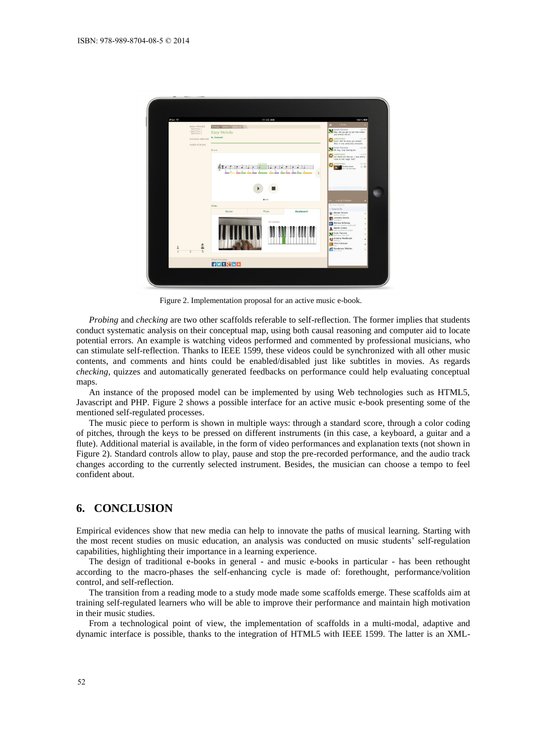Figure 2. Implementation proposal for an active music e-book.

*Probing* and *checking* are two other scaffolds referable to self-reflection. The former implies that students conduct systematic analysis on their conceptual map, using both causal reasoning and computer aid to locate potential errors. An example is watching videos performed and commented by professional musicians, who can stimulate self-reflection. Thanks to IEEE 1599, these videos could be synchronized with all other music contents, and comments and hints could be enabled/disabled just like subtitles in movies. As regards *checking*, quizzes and automatically generated feedbacks on performance could help evaluating conceptual maps.

An instance of the proposed model can be implemented by using Web technologies such as HTML5, Javascript and PHP. Figure 2 shows a possible interface for an active music e-book presenting some of the mentioned self-regulated processes.

The music piece to perform is shown in multiple ways: through a standard score, through a color coding of pitches, through the keys to be pressed on different instruments (in this case, a keyboard, a guitar and a flute). Additional material is available, in the form of video performances and explanation texts (not shown in Figure 2). Standard controls allow to play, pause and stop the pre-recorded performance, and the audio track changes according to the currently selected instrument. Besides, the musician can choose a tempo to feel confident about.

## 6. CONCLUSION

Empirical evidences show that new media can help to innovate the paths of musical learning. Starting with the most recent studies on music education, an analysis was conducted on music students' self-regulation capabilities, highlighting their importance in a learning experience.

The design of traditional e-books in general - and music e-books in particular - has been rethought according to the macro-phases the self-enhancing cycle is made of: forethought, performance/volition control, and self-reflection.

The transition from a reading mode to a study mode made some scaffolds emerge. These scaffolds aim at training self-regulated learners who will be able to improve their performance and maintain high motivation in their music studies.

From a technological point of view, the implementation of scaffolds in a multi-modal, adaptive and dynamic interface is possible, thanks to the integration of HTML5 with IEEE 1599. The latter is an XML-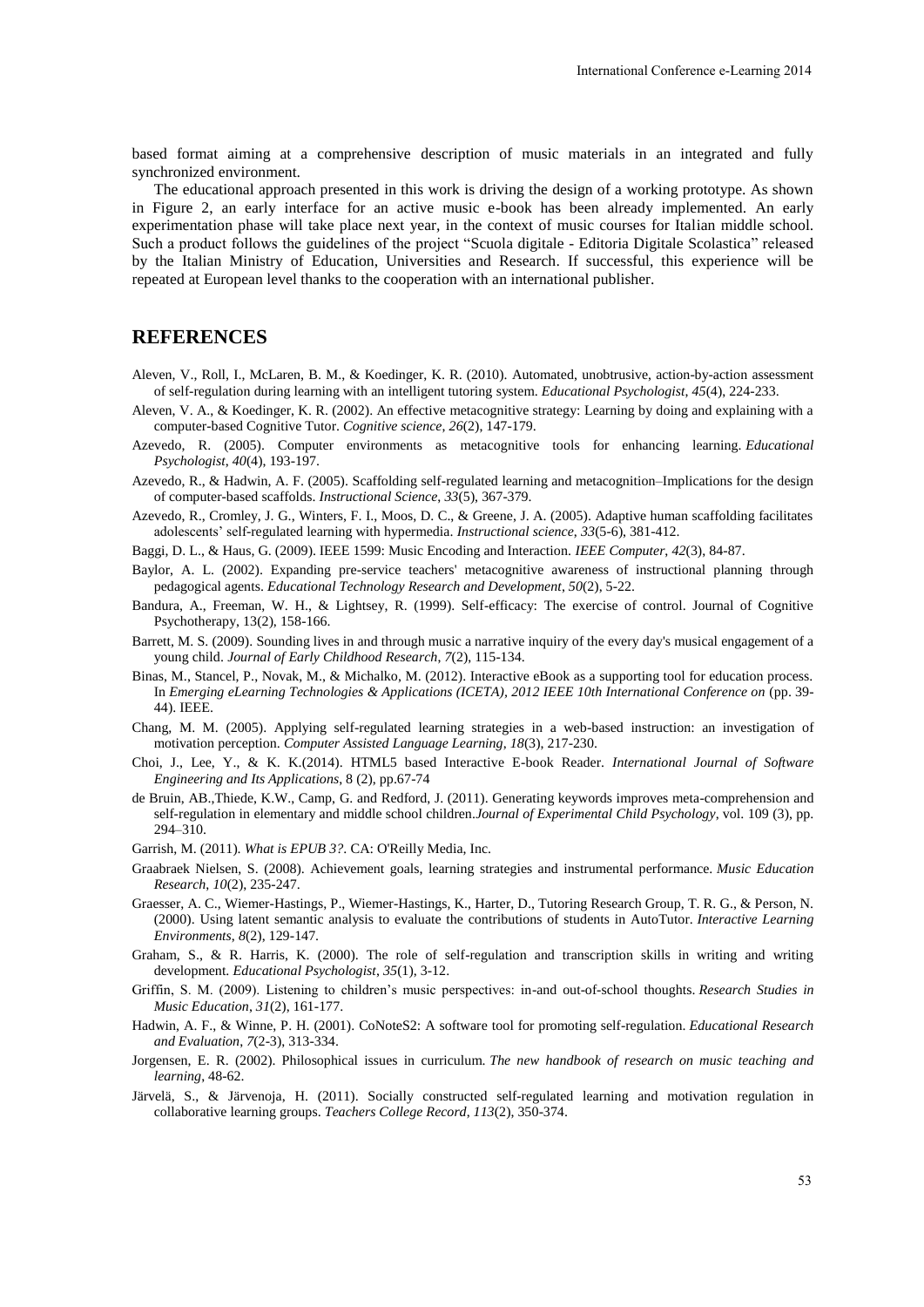based format aiming at a comprehensive description of music materials in an integrated and fully synchronized environment.

The educational approach presented in this work is driving the design of a working prototype. As shown in Figure 2, an early interface for an active music e-book has been already implemented. An early experimentation phase will take place next year, in the context of music courses for Italian middle school. Such a product follows the guidelines of the project "Scuola digitale - Editoria Digitale Scolastica" released by the Italian Ministry of Education, Universities and Research. If successful, this experience will be repeated at European level thanks to the cooperation with an international publisher.

## REFERENCES

Aleven, V., Roll, I., McLaren, B. M., & Koedinger, K. R. (2010). Automated, unobtrusive, action-by-action assessment of self-regulation during learning with an intelligent tutoring system. *Educational Psychologist*, *45*(4), 224-233.

Aleven, V. A., & Koedinger, K. R. (2002). An effective metacognitive strategy: Learning by doing and explaining with a computer-based Cognitive Tutor. *Cognitive science*, *26*(2), 147-179.

Azevedo, R. (2005). Computer environments as metacognitive tools for enhancing learning. *Educational Psychologist*, *40*(4), 193-197.

Azevedo, R., & Hadwin, A. F. (2005). Scaffolding self-regulated learning and metacognition–Implications for the design of computer-based scaffolds. *Instructional Science*, *33*(5), 367-379.

Azevedo, R., Cromley, J. G., Winters, F. I., Moos, D. C., & Greene, J. A. (2005). Adaptive human scaffolding facilitates adolescents' self-regulated learning with hypermedia. *Instructional science*, *33*(5-6), 381-412.

Baggi, D. L., & Haus, G. (2009). IEEE 1599: Music Encoding and Interaction. *IEEE Computer*, *42*(3), 84-87.

Baylor, A. L. (2002). Expanding pre-service teachers' metacognitive awareness of instructional planning through pedagogical agents. *Educational Technology Research and Development*, *50*(2), 5-22.

Bandura, A., Freeman, W. H., & Lightsey, R. (1999). Self-efficacy: The exercise of control. Journal of Cognitive Psychotherapy, 13(2), 158-166.

Barrett, M. S. (2009). Sounding lives in and through music a narrative inquiry of the every day's musical engagement of a young child. *Journal of Early Childhood Research*, *7*(2), 115-134.

Binas, M., Stancel, P., Novak, M., & Michalko, M. (2012). Interactive eBook as a supporting tool for education process. In *Emerging eLearning Technologies & Applications (ICETA), 2012 IEEE 10th International Conference on* (pp. 39-44). IEEE.

Chang, M. M. (2005). Applying self-regulated learning strategies in a web-based instruction: an investigation of motivation perception. *Computer Assisted Language Learning*, *18*(3), 217-230.

Choi, J., Lee, Y., & K. K.(2014). HTML5 based Interactive E-book Reader. *International Journal of Software Engineering and Its Applications*, 8 (2), pp.67-74

de Bruin, AB.,Thiede, K.W., Camp, G. and Redford, J. (2011). Generating keywords improves meta-comprehension and self-regulation in elementary and middle school children.*Journal of Experimental Child Psychology*, vol. 109 (3), pp. 294–310.

Garrish, M. (2011). *What is EPUB 3?*. CA: O'Reilly Media, Inc.

Graabraek Nielsen, S. (2008). Achievement goals, learning strategies and instrumental performance. *Music Education Research*, *10*(2), 235-247.

Graesser, A. C., Wiemer-Hastings, P., Wiemer-Hastings, K., Harter, D., Tutoring Research Group, T. R. G., & Person, N. (2000). Using latent semantic analysis to evaluate the contributions of students in AutoTutor. *Interactive Learning Environments*, *8*(2), 129-147.

Graham, S., & R. Harris, K. (2000). The role of self-regulation and transcription skills in writing and writing development. *Educational Psychologist*, *35*(1), 3-12.

Griffin, S. M. (2009). Listening to children's music perspectives: in-and out-of-school thoughts. *Research Studies in Music Education*, *31*(2), 161-177.

Hadwin, A. F., & Winne, P. H. (2001). CoNoteS2: A software tool for promoting self-regulation. *Educational Research and Evaluation*, *7*(2-3), 313-334.

Jorgensen, E. R. (2002). Philosophical issues in curriculum. *The new handbook of research on music teaching and learning*, 48-62.

Järvelä, S., & Järvenoja, H. (2011). Socially constructed self-regulated learning and motivation regulation in collaborative learning groups. *Teachers College Record*, *113*(2), 350-374.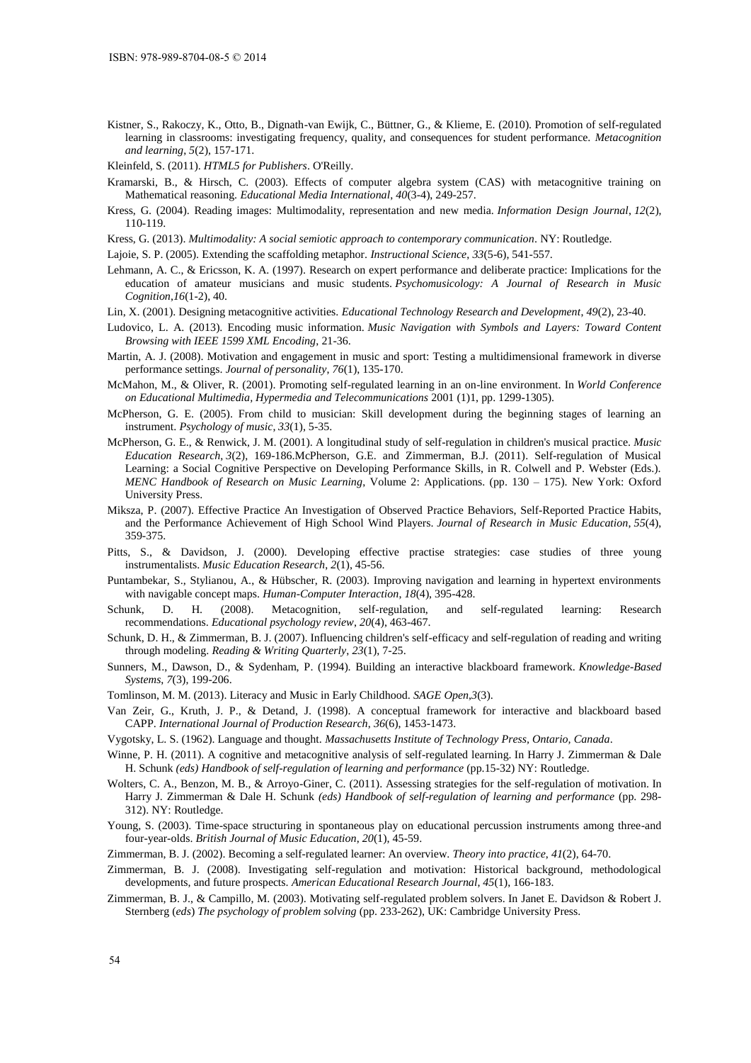Kistner, S., Rakoczy, K., Otto, B., Dignath-van Ewijk, C., Büttner, G., & Klieme, E. (2010). Promotion of self-regulated learning in classrooms: investigating frequency, quality, and consequences for student performance. *Metacognition and learning*, *5*(2), 157-171.

Kleinfeld, S. (2011). *HTML5 for Publishers*. O'Reilly.

Kramarski, B., & Hirsch, C. (2003). Effects of computer algebra system (CAS) with metacognitive training on Mathematical reasoning. *Educational Media International*, *40*(3-4), 249-257.

Kress, G. (2004). Reading images: Multimodality, representation and new media. *Information Design Journal*, *12*(2), 110-119.

Kress, G. (2013). *Multimodality: A social semiotic approach to contemporary communication*. NY: Routledge.

Lajoie, S. P. (2005). Extending the scaffolding metaphor. *Instructional Science*, *33*(5-6), 541-557.

Lehmann, A. C., & Ericsson, K. A. (1997). Research on expert performance and deliberate practice: Implications for the education of amateur musicians and music students. *Psychomusicology: A Journal of Research in Music Cognition*,*16*(1-2), 40.

Lin, X. (2001). Designing metacognitive activities. *Educational Technology Research and Development*, *49*(2), 23-40.

Ludovico, L. A. (2013). Encoding music information. *Music Navigation with Symbols and Layers: Toward Content Browsing with IEEE 1599 XML Encoding*, 21-36.

Martin, A. J. (2008). Motivation and engagement in music and sport: Testing a multidimensional framework in diverse performance settings. *Journal of personality*, *76*(1), 135-170.

McMahon, M., & Oliver, R. (2001). Promoting self-regulated learning in an on-line environment. In *World Conference on Educational Multimedia, Hypermedia and Telecommunications* 2001 (1)1, pp. 1299-1305).

McPherson, G. E. (2005). From child to musician: Skill development during the beginning stages of learning an instrument. *Psychology of music*, *33*(1), 5-35.

McPherson, G. E., & Renwick, J. M. (2001). A longitudinal study of self-regulation in children's musical practice. *Music Education Research*, *3*(2), 169-186.McPherson, G.E. and Zimmerman, B.J. (2011). Self-regulation of Musical Learning: a Social Cognitive Perspective on Developing Performance Skills, in R. Colwell and P. Webster (Eds.). *MENC Handbook of Research on Music Learning*, Volume 2: Applications. (pp. 130 – 175). New York: Oxford University Press.

Miksza, P. (2007). Effective Practice An Investigation of Observed Practice Behaviors, Self-Reported Practice Habits, and the Performance Achievement of High School Wind Players. *Journal of Research in Music Education*, *55*(4), 359-375.

Pitts, S., & Davidson, J. (2000). Developing effective practise strategies: case studies of three young instrumentalists. *Music Education Research*, *2*(1), 45-56.

Puntambekar, S., Stylianou, A., & Hübscher, R. (2003). Improving navigation and learning in hypertext environments with navigable concept maps. *Human-Computer Interaction*, *18*(4), 395-428.

Schunk, D. H. (2008). Metacognition, self-regulation, and self-regulated learning: Research recommendations. *Educational psychology review*, *20*(4), 463-467.

Schunk, D. H., & Zimmerman, B. J. (2007). Influencing children's self-efficacy and self-regulation of reading and writing through modeling. *Reading & Writing Quarterly*, *23*(1), 7-25.

Sunners, M., Dawson, D., & Sydenham, P. (1994). Building an interactive blackboard framework. *Knowledge-Based Systems*, *7*(3), 199-206.

Tomlinson, M. M. (2013). Literacy and Music in Early Childhood. *SAGE Open*,*3*(3).

Van Zeir, G., Kruth, J. P., & Detand, J. (1998). A conceptual framework for interactive and blackboard based CAPP. *International Journal of Production Research*, *36*(6), 1453-1473.

Vygotsky, L. S. (1962). Language and thought. *Massachusetts Institute of Technology Press, Ontario, Canada*.

Winne, P. H. (2011). A cognitive and metacognitive analysis of self-regulated learning. In Harry J. Zimmerman & Dale H. Schunk *(eds) Handbook of self-regulation of learning and performance* (pp.15-32) NY: Routledge.

Wolters, C. A., Benzon, M. B., & Arroyo-Giner, C. (2011). Assessing strategies for the self-regulation of motivation. In Harry J. Zimmerman & Dale H. Schunk *(eds) Handbook of self-regulation of learning and performance* (pp. 298-312). NY: Routledge.

Young, S. (2003). Time-space structuring in spontaneous play on educational percussion instruments among three-and four-year-olds. *British Journal of Music Education*, *20*(1), 45-59.

Zimmerman, B. J. (2002). Becoming a self-regulated learner: An overview. *Theory into practice*, *41*(2), 64-70.

Zimmerman, B. J. (2008). Investigating self-regulation and motivation: Historical background, methodological developments, and future prospects. *American Educational Research Journal*, *45*(1), 166-183.

Zimmerman, B. J., & Campillo, M. (2003). Motivating self-regulated problem solvers. In Janet E. Davidson & Robert J. Sternberg (*eds*) *The psychology of problem solving* (pp. 233-262), UK: Cambridge University Press.